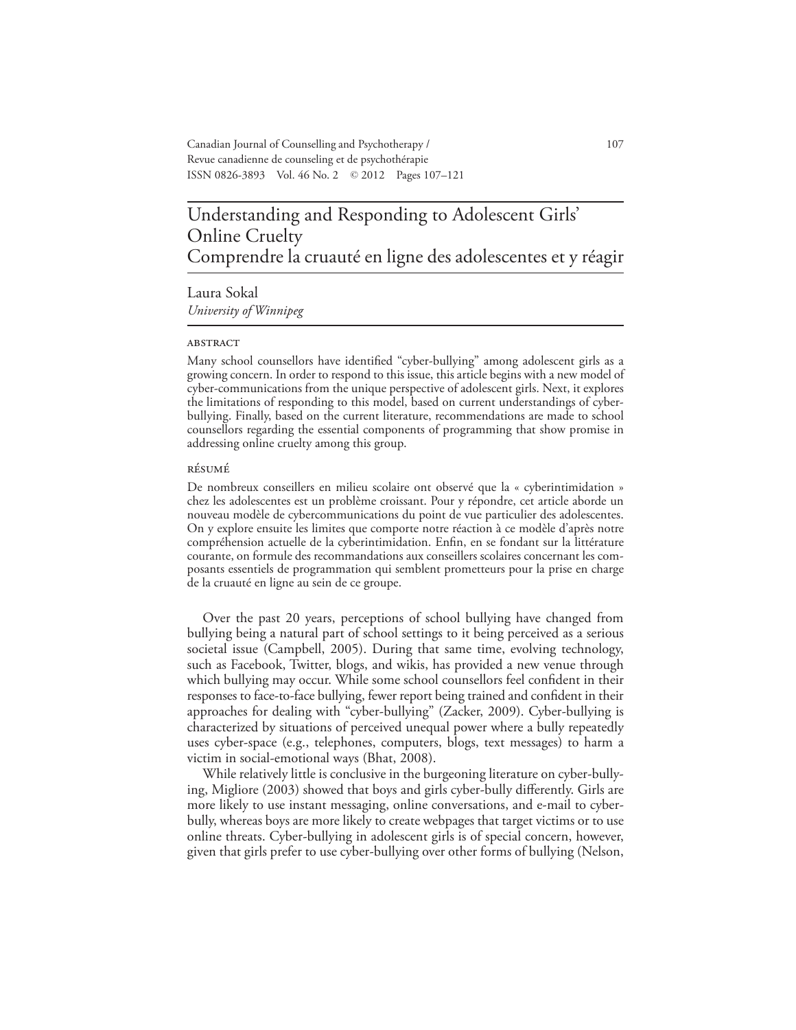# Understanding and Responding to Adolescent Girls' Online Cruelty
# Comprendre la cruauté en ligne des adolescentes et y réagir

Laura Sokal
*University of Winnipeg*

## ABSTRACT

Many school counsellors have identified "cyber-bullying" among adolescent girls as a growing concern. In order to respond to this issue, this article begins with a new model of cyber-communications from the unique perspective of adolescent girls. Next, it explores the limitations of responding to this model, based on current understandings of cyber-bullying. Finally, based on the current literature, recommendations are made to school counsellors regarding the essential components of programming that show promise in addressing online cruelty among this group.

## RÉSUMÉ

De nombreux conseillers en milieu scolaire ont observé que la « cyberintimidation » chez les adolescentes est un problème croissant. Pour y répondre, cet article aborde un nouveau modèle de cybercommunications du point de vue particulier des adolescentes. On y explore ensuite les limites que comporte notre réaction à ce modèle d'après notre compréhension actuelle de la cyberintimidation. Enfin, en se fondant sur la littérature courante, on formule des recommandations aux conseillers scolaires concernant les composants essentiels de programmation qui semblent prometteurs pour la prise en charge de la cruauté en ligne au sein de ce groupe.

Over the past 20 years, perceptions of school bullying have changed from bullying being a natural part of school settings to it being perceived as a serious societal issue (Campbell, 2005). During that same time, evolving technology, such as Facebook, Twitter, blogs, and wikis, has provided a new venue through which bullying may occur. While some school counsellors feel confident in their responses to face-to-face bullying, fewer report being trained and confident in their approaches for dealing with "cyber-bullying" (Zacker, 2009). Cyber-bullying is characterized by situations of perceived unequal power where a bully repeatedly uses cyber-space (e.g., telephones, computers, blogs, text messages) to harm a victim in social-emotional ways (Bhat, 2008).

While relatively little is conclusive in the burgeoning literature on cyber-bullying, Migliore (2003) showed that boys and girls cyber-bully differently. Girls are more likely to use instant messaging, online conversations, and e-mail to cyber-bully, whereas boys are more likely to create webpages that target victims or to use online threats. Cyber-bullying in adolescent girls is of special concern, however, given that girls prefer to use cyber-bullying over other forms of bullying (Nelson,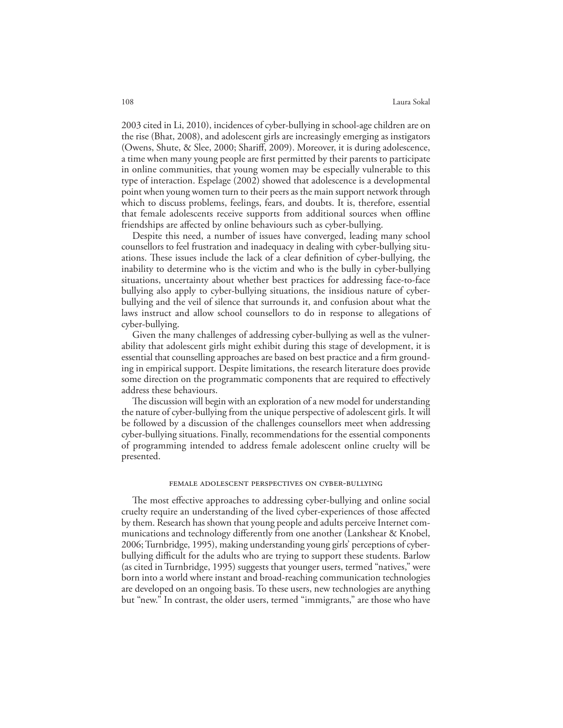2003 cited in Li, 2010), incidences of cyber-bullying in school-age children are on the rise (Bhat, 2008), and adolescent girls are increasingly emerging as instigators (Owens, Shute, & Slee, 2000; Shariff, 2009). Moreover, it is during adolescence, a time when many young people are first permitted by their parents to participate in online communities, that young women may be especially vulnerable to this type of interaction. Espelage (2002) showed that adolescence is a developmental point when young women turn to their peers as the main support network through which to discuss problems, feelings, fears, and doubts. It is, therefore, essential that female adolescents receive supports from additional sources when offline friendships are affected by online behaviours such as cyber-bullying.

Despite this need, a number of issues have converged, leading many school counsellors to feel frustration and inadequacy in dealing with cyber-bullying situations. These issues include the lack of a clear definition of cyber-bullying, the inability to determine who is the victim and who is the bully in cyber-bullying situations, uncertainty about whether best practices for addressing face-to-face bullying also apply to cyber-bullying situations, the insidious nature of cyber-bullying and the veil of silence that surrounds it, and confusion about what the laws instruct and allow school counsellors to do in response to allegations of cyber-bullying.

Given the many challenges of addressing cyber-bullying as well as the vulnerability that adolescent girls might exhibit during this stage of development, it is essential that counselling approaches are based on best practice and a firm grounding in empirical support. Despite limitations, the research literature does provide some direction on the programmatic components that are required to effectively address these behaviours.

The discussion will begin with an exploration of a new model for understanding the nature of cyber-bullying from the unique perspective of adolescent girls. It will be followed by a discussion of the challenges counsellors meet when addressing cyber-bullying situations. Finally, recommendations for the essential components of programming intended to address female adolescent online cruelty will be presented.

## Female Adolescent Perspectives on Cyber-Bullying

The most effective approaches to addressing cyber-bullying and online social cruelty require an understanding of the lived cyber-experiences of those affected by them. Research has shown that young people and adults perceive Internet communications and technology differently from one another (Lankshear & Knobel, 2006; Turnbridge, 1995), making understanding young girls' perceptions of cyber-bullying difficult for the adults who are trying to support these students. Barlow (as cited in Turnbridge, 1995) suggests that younger users, termed "natives," were born into a world where instant and broad-reaching communication technologies are developed on an ongoing basis. To these users, new technologies are anything but "new." In contrast, the older users, termed "immigrants," are those who have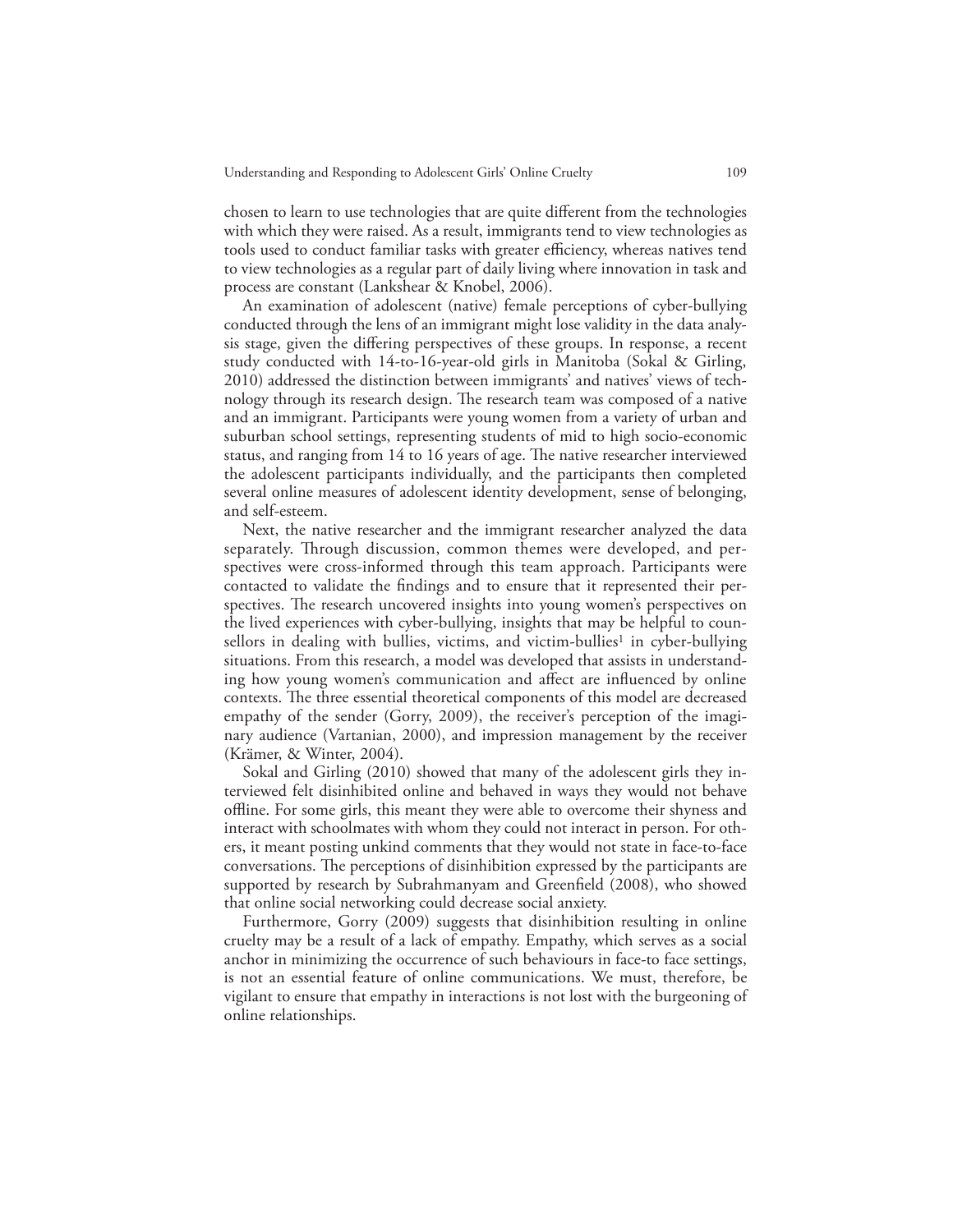chosen to learn to use technologies that are quite different from the technologies with which they were raised. As a result, immigrants tend to view technologies as tools used to conduct familiar tasks with greater efficiency, whereas natives tend to view technologies as a regular part of daily living where innovation in task and process are constant (Lankshear & Knobel, 2006).

An examination of adolescent (native) female perceptions of cyber-bullying conducted through the lens of an immigrant might lose validity in the data analysis stage, given the differing perspectives of these groups. In response, a recent study conducted with 14-to-16-year-old girls in Manitoba (Sokal & Girling, 2010) addressed the distinction between immigrants' and natives' views of technology through its research design. The research team was composed of a native and an immigrant. Participants were young women from a variety of urban and suburban school settings, representing students of mid to high socio-economic status, and ranging from 14 to 16 years of age. The native researcher interviewed the adolescent participants individually, and the participants then completed several online measures of adolescent identity development, sense of belonging, and self-esteem.

Next, the native researcher and the immigrant researcher analyzed the data separately. Through discussion, common themes were developed, and perspectives were cross-informed through this team approach. Participants were contacted to validate the findings and to ensure that it represented their perspectives. The research uncovered insights into young women's perspectives on the lived experiences with cyber-bullying, insights that may be helpful to counsellors in dealing with bullies, victims, and victim-bullies[1] in cyber-bullying situations. From this research, a model was developed that assists in understanding how young women's communication and affect are influenced by online contexts. The three essential theoretical components of this model are decreased empathy of the sender (Gorry, 2009), the receiver's perception of the imaginary audience (Vartanian, 2000), and impression management by the receiver (Krämer, & Winter, 2004).

Sokal and Girling (2010) showed that many of the adolescent girls they interviewed felt disinhibited online and behaved in ways they would not behave offline. For some girls, this meant they were able to overcome their shyness and interact with schoolmates with whom they could not interact in person. For others, it meant posting unkind comments that they would not state in face-to-face conversations. The perceptions of disinhibition expressed by the participants are supported by research by Subrahmanyam and Greenfield (2008), who showed that online social networking could decrease social anxiety.

Furthermore, Gorry (2009) suggests that disinhibition resulting in online cruelty may be a result of a lack of empathy. Empathy, which serves as a social anchor in minimizing the occurrence of such behaviours in face-to face settings, is not an essential feature of online communications. We must, therefore, be vigilant to ensure that empathy in interactions is not lost with the burgeoning of online relationships.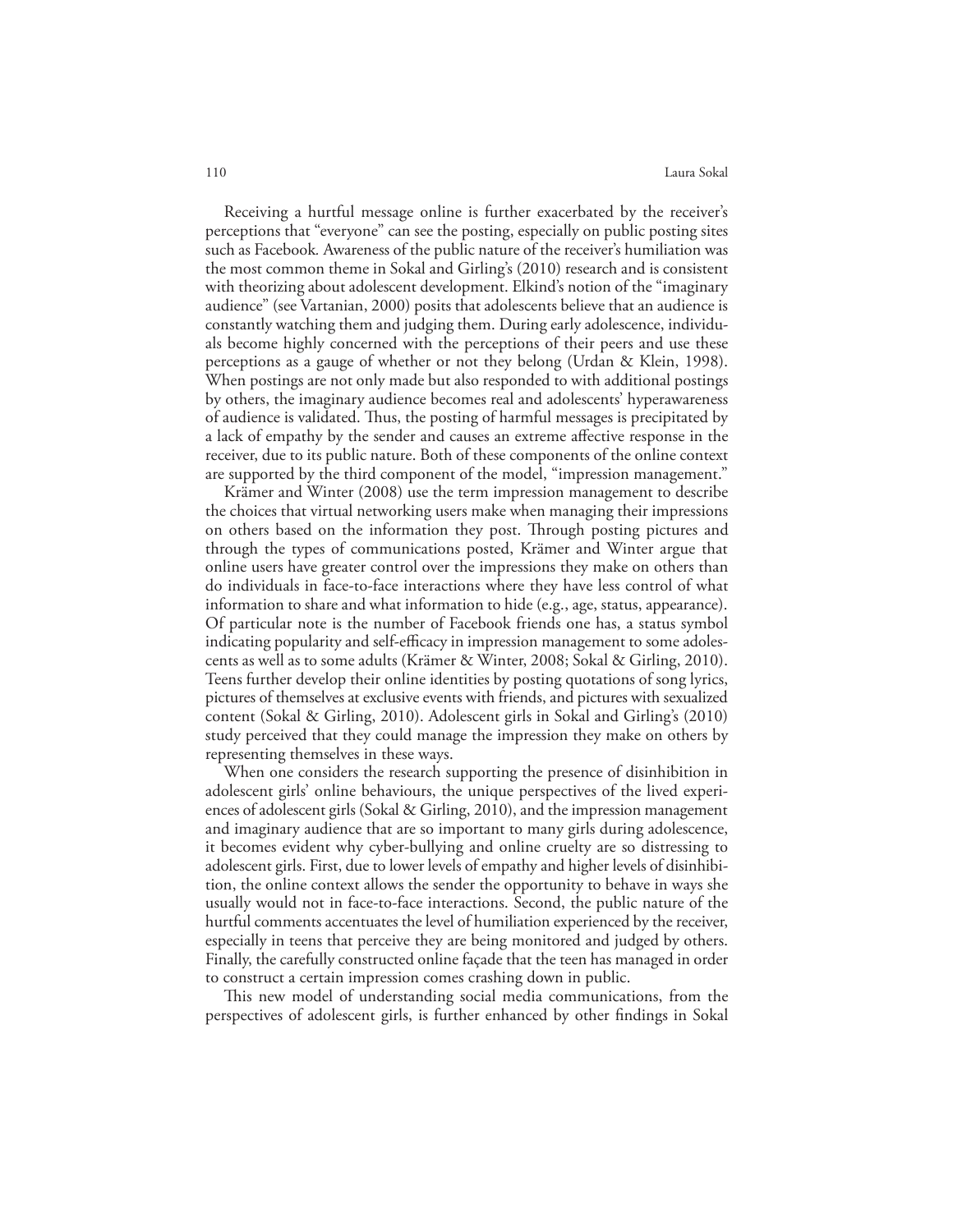Receiving a hurtful message online is further exacerbated by the receiver's perceptions that "everyone" can see the posting, especially on public posting sites such as Facebook. Awareness of the public nature of the receiver's humiliation was the most common theme in Sokal and Girling's (2010) research and is consistent with theorizing about adolescent development. Elkind's notion of the "imaginary audience" (see Vartanian, 2000) posits that adolescents believe that an audience is constantly watching them and judging them. During early adolescence, individuals become highly concerned with the perceptions of their peers and use these perceptions as a gauge of whether or not they belong (Urdan & Klein, 1998). When postings are not only made but also responded to with additional postings by others, the imaginary audience becomes real and adolescents' hyperawareness of audience is validated. Thus, the posting of harmful messages is precipitated by a lack of empathy by the sender and causes an extreme affective response in the receiver, due to its public nature. Both of these components of the online context are supported by the third component of the model, "impression management."

Krämer and Winter (2008) use the term impression management to describe the choices that virtual networking users make when managing their impressions on others based on the information they post. Through posting pictures and through the types of communications posted, Krämer and Winter argue that online users have greater control over the impressions they make on others than do individuals in face-to-face interactions where they have less control of what information to share and what information to hide (e.g., age, status, appearance). Of particular note is the number of Facebook friends one has, a status symbol indicating popularity and self-efficacy in impression management to some adolescents as well as to some adults (Krämer & Winter, 2008; Sokal & Girling, 2010). Teens further develop their online identities by posting quotations of song lyrics, pictures of themselves at exclusive events with friends, and pictures with sexualized content (Sokal & Girling, 2010). Adolescent girls in Sokal and Girling's (2010) study perceived that they could manage the impression they make on others by representing themselves in these ways.

When one considers the research supporting the presence of disinhibition in adolescent girls' online behaviours, the unique perspectives of the lived experiences of adolescent girls (Sokal & Girling, 2010), and the impression management and imaginary audience that are so important to many girls during adolescence, it becomes evident why cyber-bullying and online cruelty are so distressing to adolescent girls. First, due to lower levels of empathy and higher levels of disinhibition, the online context allows the sender the opportunity to behave in ways she usually would not in face-to-face interactions. Second, the public nature of the hurtful comments accentuates the level of humiliation experienced by the receiver, especially in teens that perceive they are being monitored and judged by others. Finally, the carefully constructed online façade that the teen has managed in order to construct a certain impression comes crashing down in public.

This new model of understanding social media communications, from the perspectives of adolescent girls, is further enhanced by other findings in Sokal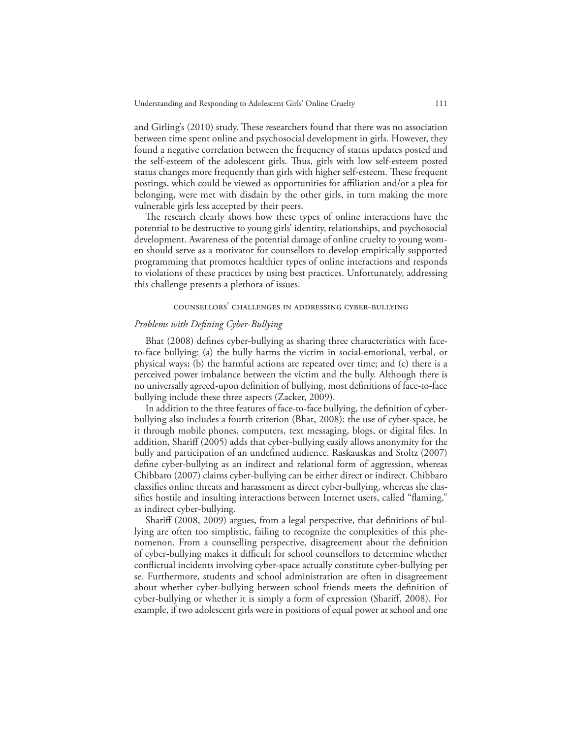and Girling's (2010) study. These researchers found that there was no association between time spent online and psychosocial development in girls. However, they found a negative correlation between the frequency of status updates posted and the self-esteem of the adolescent girls. Thus, girls with low self-esteem posted status changes more frequently than girls with higher self-esteem. These frequent postings, which could be viewed as opportunities for affiliation and/or a plea for belonging, were met with disdain by the other girls, in turn making the more vulnerable girls less accepted by their peers.

The research clearly shows how these types of online interactions have the potential to be destructive to young girls' identity, relationships, and psychosocial development. Awareness of the potential damage of online cruelty to young women should serve as a motivator for counsellors to develop empirically supported programming that promotes healthier types of online interactions and responds to violations of these practices by using best practices. Unfortunately, addressing this challenge presents a plethora of issues.

## COUNSELLORS' CHALLENGES IN ADDRESSING CYBER-BULLYING

### *Problems with Defining Cyber-Bullying*

Bhat (2008) defines cyber-bullying as sharing three characteristics with face-to-face bullying: (a) the bully harms the victim in social-emotional, verbal, or physical ways; (b) the harmful actions are repeated over time; and (c) there is a perceived power imbalance between the victim and the bully. Although there is no universally agreed-upon definition of bullying, most definitions of face-to-face bullying include these three aspects (Zacker, 2009).

In addition to the three features of face-to-face bullying, the definition of cyber-bullying also includes a fourth criterion (Bhat, 2008): the use of cyber-space, be it through mobile phones, computers, text messaging, blogs, or digital files. In addition, Shariff (2005) adds that cyber-bullying easily allows anonymity for the bully and participation of an undefined audience. Raskauskas and Stoltz (2007) define cyber-bullying as an indirect and relational form of aggression, whereas Chibbaro (2007) claims cyber-bullying can be either direct or indirect. Chibbaro classifies online threats and harassment as direct cyber-bullying, whereas she classifies hostile and insulting interactions between Internet users, called "flaming," as indirect cyber-bullying.

Shariff (2008, 2009) argues, from a legal perspective, that definitions of bullying are often too simplistic, failing to recognize the complexities of this phenomenon. From a counselling perspective, disagreement about the definition of cyber-bullying makes it difficult for school counsellors to determine whether conflictual incidents involving cyber-space actually constitute cyber-bullying per se. Furthermore, students and school administration are often in disagreement about whether cyber-bullying between school friends meets the definition of cyber-bullying or whether it is simply a form of expression (Shariff, 2008). For example, if two adolescent girls were in positions of equal power at school and one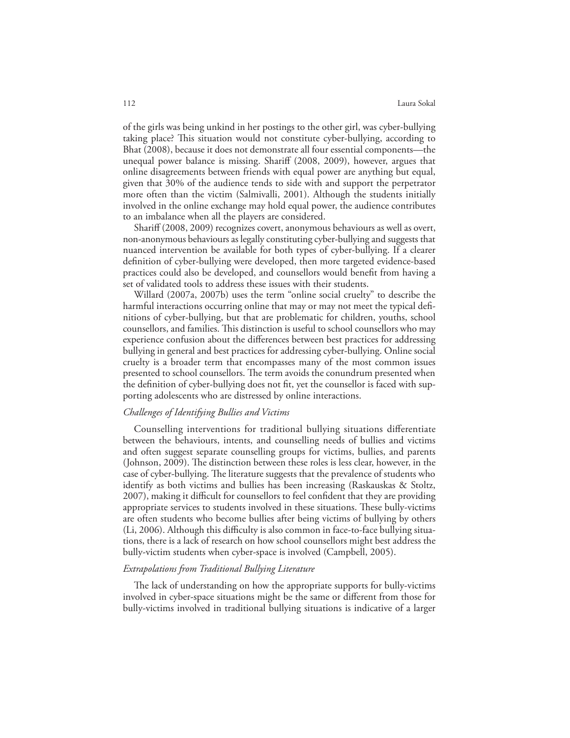of the girls was being unkind in her postings to the other girl, was cyber-bullying taking place? This situation would not constitute cyber-bullying, according to Bhat (2008), because it does not demonstrate all four essential components—the unequal power balance is missing. Shariff (2008, 2009), however, argues that online disagreements between friends with equal power are anything but equal, given that 30% of the audience tends to side with and support the perpetrator more often than the victim (Salmivalli, 2001). Although the students initially involved in the online exchange may hold equal power, the audience contributes to an imbalance when all the players are considered.

Shariff (2008, 2009) recognizes covert, anonymous behaviours as well as overt, non-anonymous behaviours as legally constituting cyber-bullying and suggests that nuanced intervention be available for both types of cyber-bullying. If a clearer definition of cyber-bullying were developed, then more targeted evidence-based practices could also be developed, and counsellors would benefit from having a set of validated tools to address these issues with their students.

Willard (2007a, 2007b) uses the term "online social cruelty" to describe the harmful interactions occurring online that may or may not meet the typical definitions of cyber-bullying, but that are problematic for children, youths, school counsellors, and families. This distinction is useful to school counsellors who may experience confusion about the differences between best practices for addressing bullying in general and best practices for addressing cyber-bullying. Online social cruelty is a broader term that encompasses many of the most common issues presented to school counsellors. The term avoids the conundrum presented when the definition of cyber-bullying does not fit, yet the counsellor is faced with supporting adolescents who are distressed by online interactions.

### *Challenges of Identifying Bullies and Victims*

Counselling interventions for traditional bullying situations differentiate between the behaviours, intents, and counselling needs of bullies and victims and often suggest separate counselling groups for victims, bullies, and parents (Johnson, 2009). The distinction between these roles is less clear, however, in the case of cyber-bullying. The literature suggests that the prevalence of students who identify as both victims and bullies has been increasing (Raskauskas & Stoltz, 2007), making it difficult for counsellors to feel confident that they are providing appropriate services to students involved in these situations. These bully-victims are often students who become bullies after being victims of bullying by others (Li, 2006). Although this difficulty is also common in face-to-face bullying situations, there is a lack of research on how school counsellors might best address the bully-victim students when cyber-space is involved (Campbell, 2005).

### *Extrapolations from Traditional Bullying Literature*

The lack of understanding on how the appropriate supports for bully-victims involved in cyber-space situations might be the same or different from those for bully-victims involved in traditional bullying situations is indicative of a larger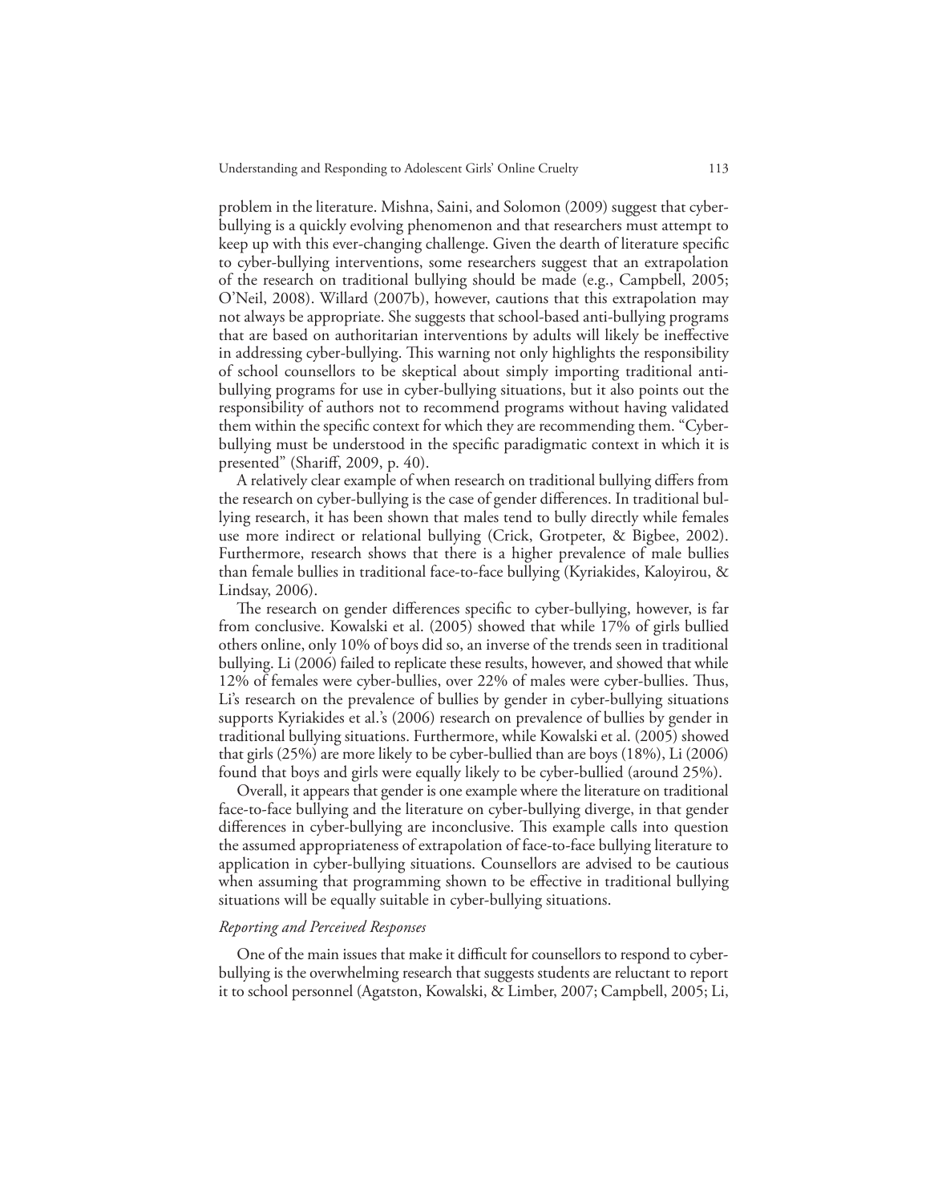problem in the literature. Mishna, Saini, and Solomon (2009) suggest that cyber-bullying is a quickly evolving phenomenon and that researchers must attempt to keep up with this ever-changing challenge. Given the dearth of literature specific to cyber-bullying interventions, some researchers suggest that an extrapolation of the research on traditional bullying should be made (e.g., Campbell, 2005; O'Neil, 2008). Willard (2007b), however, cautions that this extrapolation may not always be appropriate. She suggests that school-based anti-bullying programs that are based on authoritarian interventions by adults will likely be ineffective in addressing cyber-bullying. This warning not only highlights the responsibility of school counsellors to be skeptical about simply importing traditional anti-bullying programs for use in cyber-bullying situations, but it also points out the responsibility of authors not to recommend programs without having validated them within the specific context for which they are recommending them. "Cyber-bullying must be understood in the specific paradigmatic context in which it is presented" (Shariff, 2009, p. 40).

A relatively clear example of when research on traditional bullying differs from the research on cyber-bullying is the case of gender differences. In traditional bullying research, it has been shown that males tend to bully directly while females use more indirect or relational bullying (Crick, Grotpeter, & Bigbee, 2002). Furthermore, research shows that there is a higher prevalence of male bullies than female bullies in traditional face-to-face bullying (Kyriakides, Kaloyirou, & Lindsay, 2006).

The research on gender differences specific to cyber-bullying, however, is far from conclusive. Kowalski et al. (2005) showed that while 17% of girls bullied others online, only 10% of boys did so, an inverse of the trends seen in traditional bullying. Li (2006) failed to replicate these results, however, and showed that while 12% of females were cyber-bullies, over 22% of males were cyber-bullies. Thus, Li's research on the prevalence of bullies by gender in cyber-bullying situations supports Kyriakides et al.'s (2006) research on prevalence of bullies by gender in traditional bullying situations. Furthermore, while Kowalski et al. (2005) showed that girls (25%) are more likely to be cyber-bullied than are boys (18%), Li (2006) found that boys and girls were equally likely to be cyber-bullied (around 25%).

Overall, it appears that gender is one example where the literature on traditional face-to-face bullying and the literature on cyber-bullying diverge, in that gender differences in cyber-bullying are inconclusive. This example calls into question the assumed appropriateness of extrapolation of face-to-face bullying literature to application in cyber-bullying situations. Counsellors are advised to be cautious when assuming that programming shown to be effective in traditional bullying situations will be equally suitable in cyber-bullying situations.

### *Reporting and Perceived Responses*

One of the main issues that make it difficult for counsellors to respond to cyber-bullying is the overwhelming research that suggests students are reluctant to report it to school personnel (Agatston, Kowalski, & Limber, 2007; Campbell, 2005; Li,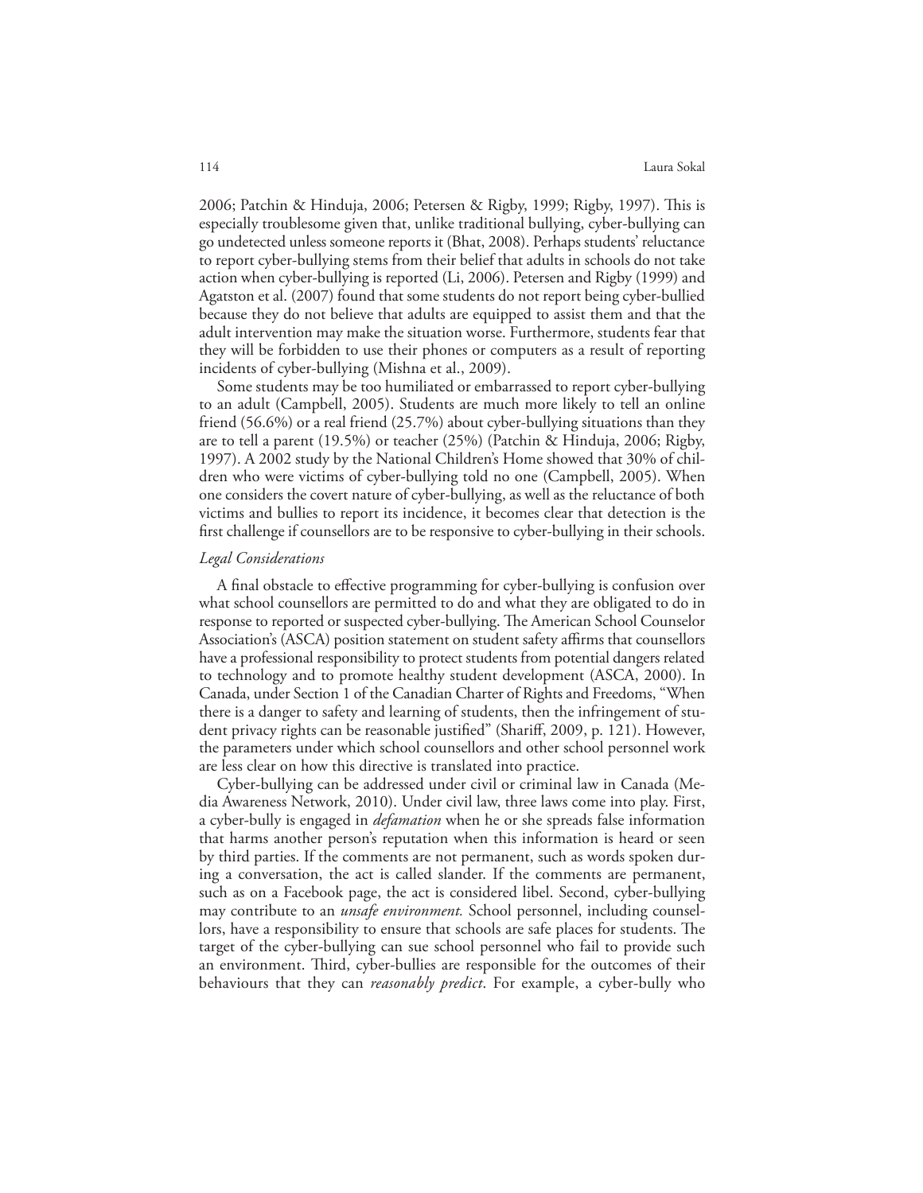2006; Patchin & Hinduja, 2006; Petersen & Rigby, 1999; Rigby, 1997). This is especially troublesome given that, unlike traditional bullying, cyber-bullying can go undetected unless someone reports it (Bhat, 2008). Perhaps students' reluctance to report cyber-bullying stems from their belief that adults in schools do not take action when cyber-bullying is reported (Li, 2006). Petersen and Rigby (1999) and Agatston et al. (2007) found that some students do not report being cyber-bullied because they do not believe that adults are equipped to assist them and that the adult intervention may make the situation worse. Furthermore, students fear that they will be forbidden to use their phones or computers as a result of reporting incidents of cyber-bullying (Mishna et al., 2009).

Some students may be too humiliated or embarrassed to report cyber-bullying to an adult (Campbell, 2005). Students are much more likely to tell an online friend (56.6%) or a real friend (25.7%) about cyber-bullying situations than they are to tell a parent (19.5%) or teacher (25%) (Patchin & Hinduja, 2006; Rigby, 1997). A 2002 study by the National Children's Home showed that 30% of children who were victims of cyber-bullying told no one (Campbell, 2005). When one considers the covert nature of cyber-bullying, as well as the reluctance of both victims and bullies to report its incidence, it becomes clear that detection is the first challenge if counsellors are to be responsive to cyber-bullying in their schools.

*Legal Considerations*

A final obstacle to effective programming for cyber-bullying is confusion over what school counsellors are permitted to do and what they are obligated to do in response to reported or suspected cyber-bullying. The American School Counselor Association's (ASCA) position statement on student safety affirms that counsellors have a professional responsibility to protect students from potential dangers related to technology and to promote healthy student development (ASCA, 2000). In Canada, under Section 1 of the Canadian Charter of Rights and Freedoms, "When there is a danger to safety and learning of students, then the infringement of student privacy rights can be reasonable justified" (Shariff, 2009, p. 121). However, the parameters under which school counsellors and other school personnel work are less clear on how this directive is translated into practice.

Cyber-bullying can be addressed under civil or criminal law in Canada (Media Awareness Network, 2010). Under civil law, three laws come into play. First, a cyber-bully is engaged in *defamation* when he or she spreads false information that harms another person's reputation when this information is heard or seen by third parties. If the comments are not permanent, such as words spoken during a conversation, the act is called slander. If the comments are permanent, such as on a Facebook page, the act is considered libel. Second, cyber-bullying may contribute to an *unsafe environment.* School personnel, including counsellors, have a responsibility to ensure that schools are safe places for students. The target of the cyber-bullying can sue school personnel who fail to provide such an environment. Third, cyber-bullies are responsible for the outcomes of their behaviours that they can *reasonably predict*. For example, a cyber-bully who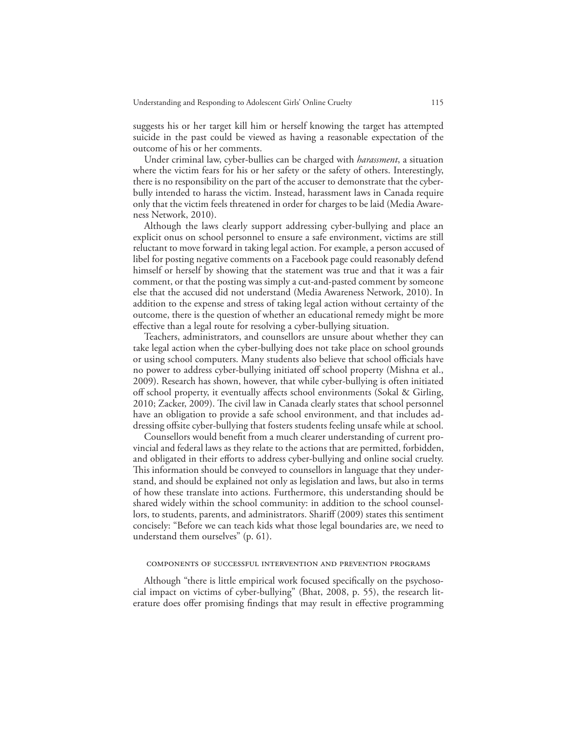suggests his or her target kill him or herself knowing the target has attempted suicide in the past could be viewed as having a reasonable expectation of the outcome of his or her comments.

Under criminal law, cyber-bullies can be charged with *harassment*, a situation where the victim fears for his or her safety or the safety of others. Interestingly, there is no responsibility on the part of the accuser to demonstrate that the cyber-bully intended to harass the victim. Instead, harassment laws in Canada require only that the victim feels threatened in order for charges to be laid (Media Awareness Network, 2010).

Although the laws clearly support addressing cyber-bullying and place an explicit onus on school personnel to ensure a safe environment, victims are still reluctant to move forward in taking legal action. For example, a person accused of libel for posting negative comments on a Facebook page could reasonably defend himself or herself by showing that the statement was true and that it was a fair comment, or that the posting was simply a cut-and-pasted comment by someone else that the accused did not understand (Media Awareness Network, 2010). In addition to the expense and stress of taking legal action without certainty of the outcome, there is the question of whether an educational remedy might be more effective than a legal route for resolving a cyber-bullying situation.

Teachers, administrators, and counsellors are unsure about whether they can take legal action when the cyber-bullying does not take place on school grounds or using school computers. Many students also believe that school officials have no power to address cyber-bullying initiated off school property (Mishna et al., 2009). Research has shown, however, that while cyber-bullying is often initiated off school property, it eventually affects school environments (Sokal & Girling, 2010; Zacker, 2009). The civil law in Canada clearly states that school personnel have an obligation to provide a safe school environment, and that includes addressing offsite cyber-bullying that fosters students feeling unsafe while at school.

Counsellors would benefit from a much clearer understanding of current provincial and federal laws as they relate to the actions that are permitted, forbidden, and obligated in their efforts to address cyber-bullying and online social cruelty. This information should be conveyed to counsellors in language that they understand, and should be explained not only as legislation and laws, but also in terms of how these translate into actions. Furthermore, this understanding should be shared widely within the school community: in addition to the school counsellors, to students, parents, and administrators. Shariff (2009) states this sentiment concisely: "Before we can teach kids what those legal boundaries are, we need to understand them ourselves" (p. 61).

### Components of Successful Intervention and Prevention Programs

Although "there is little empirical work focused specifically on the psychosocial impact on victims of cyber-bullying" (Bhat, 2008, p. 55), the research literature does offer promising findings that may result in effective programming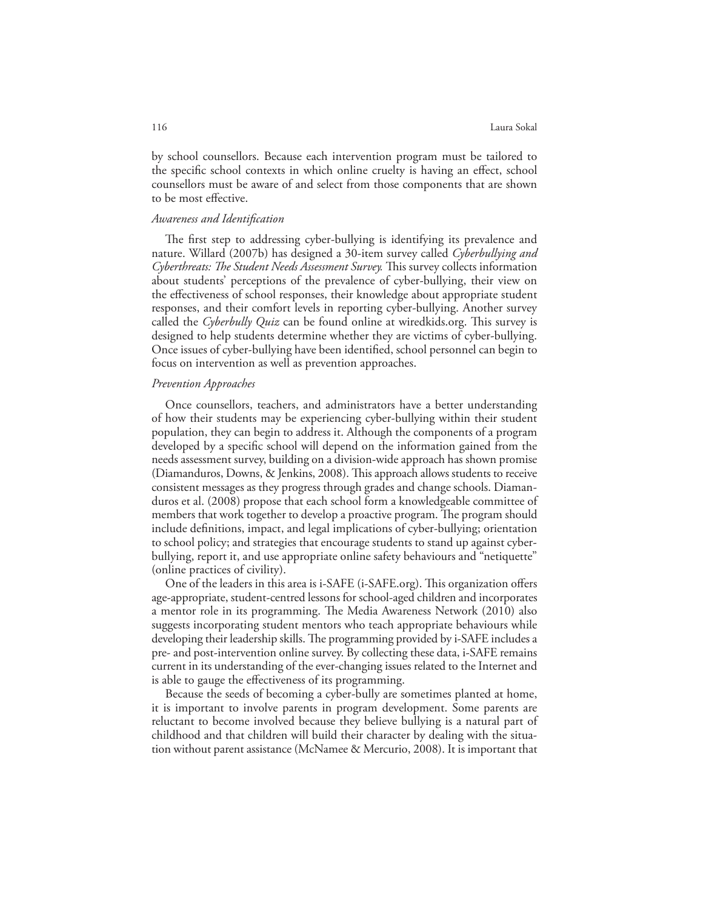by school counsellors. Because each intervention program must be tailored to the specific school contexts in which online cruelty is having an effect, school counsellors must be aware of and select from those components that are shown to be most effective.

*Awareness and Identification*

The first step to addressing cyber-bullying is identifying its prevalence and nature. Willard (2007b) has designed a 30-item survey called *Cyberbullying and Cyberthreats: The Student Needs Assessment Survey.* This survey collects information about students' perceptions of the prevalence of cyber-bullying, their view on the effectiveness of school responses, their knowledge about appropriate student responses, and their comfort levels in reporting cyber-bullying. Another survey called the *Cyberbully Quiz* can be found online at wiredkids.org. This survey is designed to help students determine whether they are victims of cyber-bullying. Once issues of cyber-bullying have been identified, school personnel can begin to focus on intervention as well as prevention approaches.

*Prevention Approaches*

Once counsellors, teachers, and administrators have a better understanding of how their students may be experiencing cyber-bullying within their student population, they can begin to address it. Although the components of a program developed by a specific school will depend on the information gained from the needs assessment survey, building on a division-wide approach has shown promise (Diamanduros, Downs, & Jenkins, 2008). This approach allows students to receive consistent messages as they progress through grades and change schools. Diamanduros et al. (2008) propose that each school form a knowledgeable committee of members that work together to develop a proactive program. The program should include definitions, impact, and legal implications of cyber-bullying; orientation to school policy; and strategies that encourage students to stand up against cyber-bullying, report it, and use appropriate online safety behaviours and "netiquette" (online practices of civility).

One of the leaders in this area is i-SAFE (i-SAFE.org). This organization offers age-appropriate, student-centred lessons for school-aged children and incorporates a mentor role in its programming. The Media Awareness Network (2010) also suggests incorporating student mentors who teach appropriate behaviours while developing their leadership skills. The programming provided by i-SAFE includes a pre- and post-intervention online survey. By collecting these data, i-SAFE remains current in its understanding of the ever-changing issues related to the Internet and is able to gauge the effectiveness of its programming.

Because the seeds of becoming a cyber-bully are sometimes planted at home, it is important to involve parents in program development. Some parents are reluctant to become involved because they believe bullying is a natural part of childhood and that children will build their character by dealing with the situation without parent assistance (McNamee & Mercurio, 2008). It is important that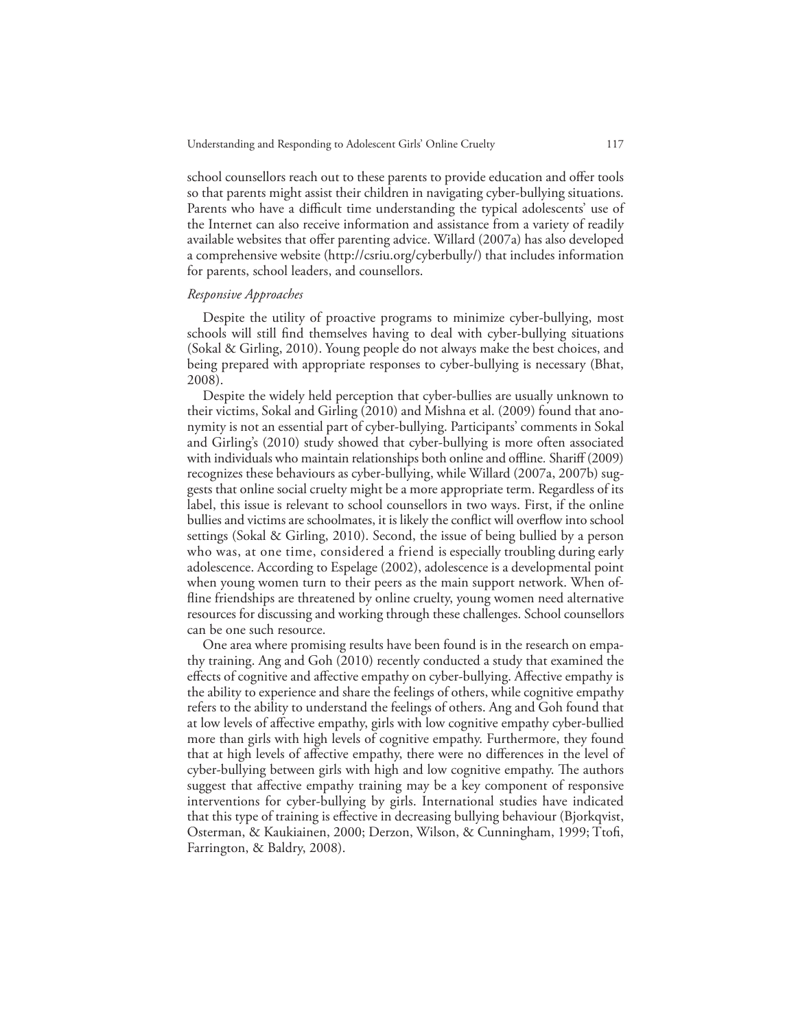school counsellors reach out to these parents to provide education and offer tools so that parents might assist their children in navigating cyber-bullying situations. Parents who have a difficult time understanding the typical adolescents' use of the Internet can also receive information and assistance from a variety of readily available websites that offer parenting advice. Willard (2007a) has also developed a comprehensive website (http://csriu.org/cyberbully/) that includes information for parents, school leaders, and counsellors.

*Responsive Approaches*

Despite the utility of proactive programs to minimize cyber-bullying, most schools will still find themselves having to deal with cyber-bullying situations (Sokal & Girling, 2010). Young people do not always make the best choices, and being prepared with appropriate responses to cyber-bullying is necessary (Bhat, 2008).

Despite the widely held perception that cyber-bullies are usually unknown to their victims, Sokal and Girling (2010) and Mishna et al. (2009) found that anonymity is not an essential part of cyber-bullying. Participants' comments in Sokal and Girling's (2010) study showed that cyber-bullying is more often associated with individuals who maintain relationships both online and offline. Shariff (2009) recognizes these behaviours as cyber-bullying, while Willard (2007a, 2007b) suggests that online social cruelty might be a more appropriate term. Regardless of its label, this issue is relevant to school counsellors in two ways. First, if the online bullies and victims are schoolmates, it is likely the conflict will overflow into school settings (Sokal & Girling, 2010). Second, the issue of being bullied by a person who was, at one time, considered a friend is especially troubling during early adolescence. According to Espelage (2002), adolescence is a developmental point when young women turn to their peers as the main support network. When offline friendships are threatened by online cruelty, young women need alternative resources for discussing and working through these challenges. School counsellors can be one such resource.

One area where promising results have been found is in the research on empathy training. Ang and Goh (2010) recently conducted a study that examined the effects of cognitive and affective empathy on cyber-bullying. Affective empathy is the ability to experience and share the feelings of others, while cognitive empathy refers to the ability to understand the feelings of others. Ang and Goh found that at low levels of affective empathy, girls with low cognitive empathy cyber-bullied more than girls with high levels of cognitive empathy. Furthermore, they found that at high levels of affective empathy, there were no differences in the level of cyber-bullying between girls with high and low cognitive empathy. The authors suggest that affective empathy training may be a key component of responsive interventions for cyber-bullying by girls. International studies have indicated that this type of training is effective in decreasing bullying behaviour (Bjorkqvist, Osterman, & Kaukiainen, 2000; Derzon, Wilson, & Cunningham, 1999; Ttofi, Farrington, & Baldry, 2008).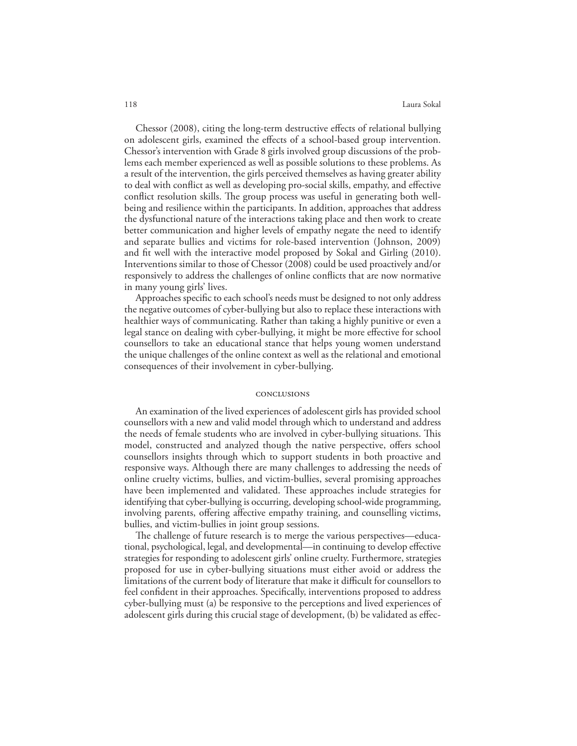Chessor (2008), citing the long-term destructive effects of relational bullying on adolescent girls, examined the effects of a school-based group intervention. Chessor's intervention with Grade 8 girls involved group discussions of the problems each member experienced as well as possible solutions to these problems. As a result of the intervention, the girls perceived themselves as having greater ability to deal with conflict as well as developing pro-social skills, empathy, and effective conflict resolution skills. The group process was useful in generating both well-being and resilience within the participants. In addition, approaches that address the dysfunctional nature of the interactions taking place and then work to create better communication and higher levels of empathy negate the need to identify and separate bullies and victims for role-based intervention (Johnson, 2009) and fit well with the interactive model proposed by Sokal and Girling (2010). Interventions similar to those of Chessor (2008) could be used proactively and/or responsively to address the challenges of online conflicts that are now normative in many young girls' lives.

Approaches specific to each school's needs must be designed to not only address the negative outcomes of cyber-bullying but also to replace these interactions with healthier ways of communicating. Rather than taking a highly punitive or even a legal stance on dealing with cyber-bullying, it might be more effective for school counsellors to take an educational stance that helps young women understand the unique challenges of the online context as well as the relational and emotional consequences of their involvement in cyber-bullying.

## CONCLUSIONS

An examination of the lived experiences of adolescent girls has provided school counsellors with a new and valid model through which to understand and address the needs of female students who are involved in cyber-bullying situations. This model, constructed and analyzed though the native perspective, offers school counsellors insights through which to support students in both proactive and responsive ways. Although there are many challenges to addressing the needs of online cruelty victims, bullies, and victim-bullies, several promising approaches have been implemented and validated. These approaches include strategies for identifying that cyber-bullying is occurring, developing school-wide programming, involving parents, offering affective empathy training, and counselling victims, bullies, and victim-bullies in joint group sessions.

The challenge of future research is to merge the various perspectives—educational, psychological, legal, and developmental—in continuing to develop effective strategies for responding to adolescent girls' online cruelty. Furthermore, strategies proposed for use in cyber-bullying situations must either avoid or address the limitations of the current body of literature that make it difficult for counsellors to feel confident in their approaches. Specifically, interventions proposed to address cyber-bullying must (a) be responsive to the perceptions and lived experiences of adolescent girls during this crucial stage of development, (b) be validated as effec-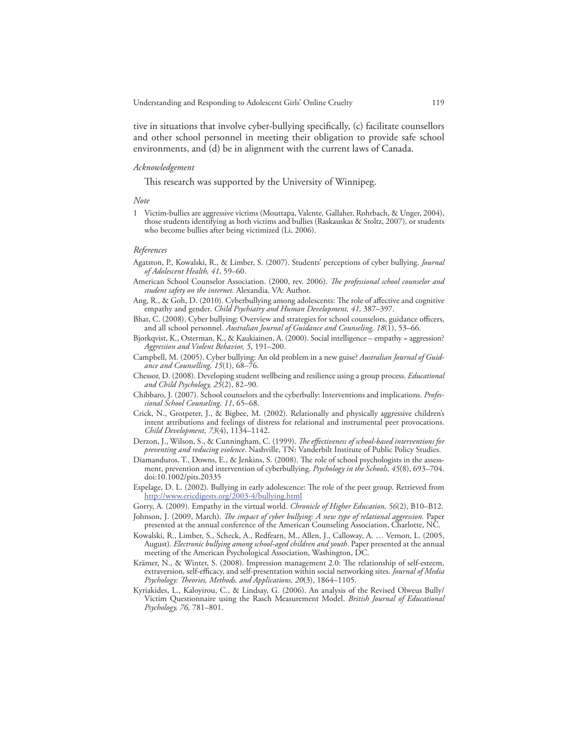tive in situations that involve cyber-bullying specifically, (c) facilitate counsellors and other school personnel in meeting their obligation to provide safe school environments, and (d) be in alignment with the current laws of Canada.

*Acknowledgement*

This research was supported by the University of Winnipeg.

*Note*

1 Victim-bullies are aggressive victims (Mouttapa, Valente, Gallaher, Rohrbach, & Unger, 2004), those students identifying as both victims and bullies (Raskauskas & Stoltz, 2007), or students who become bullies after being victimized (Li, 2006).

*References*

Agatston, P., Kowalski, R., & Limber, S. (2007). Students' perceptions of cyber bullying. *Journal of Adolescent Health, 41*, 59–60.

American School Counselor Association. (2000, rev. 2006). *The professional school counselor and student safety on the internet.* Alexandia, VA: Author.

Ang, R., & Goh, D. (2010). Cyberbullying among adolescents: The role of affective and cognitive empathy and gender. *Child Psychiatry and Human Development, 41,* 387–397.

Bhat, C. (2008). Cyber bullying: Overview and strategies for school counselors, guidance officers, and all school personnel. *Australian Journal of Guidance and Counseling, 18*(1), 53–66.

Bjorkqvist, K., Osterman, K., & Kaukiainen, A. (2000). Social intelligence – empathy = aggression? *Aggression and Violent Behavior, 5*, 191–200.

Campbell, M. (2005). Cyber bullying: An old problem in a new guise? *Australian Journal of Guidance and Counselling, 15*(1), 68–76.

Chessor, D. (2008). Developing student wellbeing and resilience using a group process. *Educational and Child Psychology, 25*(2), 82–90.

Chibbaro, J. (2007). School counselors and the cyberbully: Interventions and implications. *Professional School Counseling, 11*, 65–68.

Crick, N., Grotpeter, J., & Bigbee, M. (2002). Relationally and physically aggressive children's intent attributions and feelings of distress for relational and instrumental peer provocations. *Child Development, 73*(4), 1134–1142.

Derzon, J., Wilson, S., & Cunningham, C. (1999). *The effectiveness of school-based interventions for preventing and reducing violence*. Nashville, TN: Vanderbilt Institute of Public Policy Studies.

Diamanduros, T., Downs, E., & Jenkins, S. (2008). The role of school psychologists in the assessment, prevention and intervention of cyberbullying. *Psychology in the Schools, 45*(8), 693–704. doi:10.1002/pits.20335

Espelage, D. L. (2002). Bullying in early adolescence: The role of the peer group. Retrieved from http://www.ericdigests.org/2003-4/bullying.html

Gorry, A. (2009). Empathy in the virtual world. *Chronicle of Higher Education, 56*(2), B10–B12.

Johnson, J. (2009, March). *The impact of cyber bullying: A new type of relational aggression.* Paper presented at the annual conference of the American Counseling Association, Charlotte, NC.

Kowalski, R., Limber, S., Scheck, A., Redfearn, M., Allen, J., Calloway, A. … Vernon, L. (2005, August). *Electronic bullying among school-aged children and youth*. Paper presented at the annual meeting of the American Psychological Association, Washington, DC.

Krämer, N., & Winter, S. (2008). Impression management 2.0: The relationship of self-esteem, extraversion, self-efficacy, and self-presentation within social networking sites. *Journal of Media Psychology: Theories, Methods, and Applications, 20*(3), 1864–1105.

Kyriakides, L., Kaloyirou, C., & Lindsay, G. (2006). An analysis of the Revised Olweus Bully/Victim Questionnaire using the Rasch Measurement Model. *British Journal of Educational Psychology, 76,* 781–801.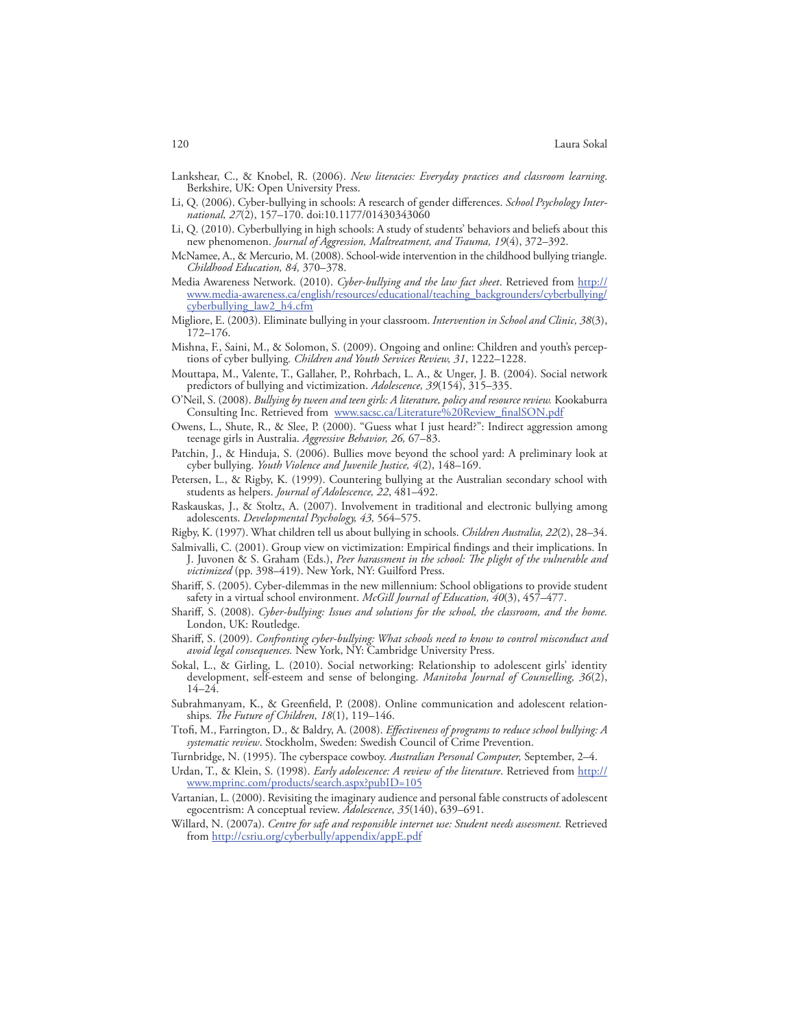Lankshear, C., & Knobel, R. (2006). *New literacies: Everyday practices and classroom learning*. Berkshire, UK: Open University Press.

Li, Q. (2006). Cyber-bullying in schools: A research of gender differences. *School Psychology International, 27*(2), 157–170. doi:10.1177/01430343060

Li, Q. (2010). Cyberbullying in high schools: A study of students' behaviors and beliefs about this new phenomenon. *Journal of Aggression, Maltreatment, and Trauma, 19*(4), 372–392.

McNamee, A., & Mercurio, M. (2008). School-wide intervention in the childhood bullying triangle. *Childhood Education, 84,* 370–378.

Media Awareness Network. (2010). *Cyber-bullying and the law fact sheet*. Retrieved from http://www.media-awareness.ca/english/resources/educational/teaching_backgrounders/cyberbullying/cyberbullying_law2_h4.cfm

Migliore, E. (2003). Eliminate bullying in your classroom. *Intervention in School and Clinic, 38*(3), 172–176.

Mishna, F., Saini, M., & Solomon, S. (2009). Ongoing and online: Children and youth's perceptions of cyber bullying. *Children and Youth Services Review, 31*, 1222–1228.

Mouttapa, M., Valente, T., Gallaher, P., Rohrbach, L. A., & Unger, J. B. (2004). Social network predictors of bullying and victimization. *Adolescence, 39*(154), 315–335.

O'Neil, S. (2008). *Bullying by tween and teen girls: A literature, policy and resource review.* Kookaburra Consulting Inc. Retrieved from www.sacsc.ca/Literature%20Review_finalSON.pdf

Owens, L., Shute, R., & Slee, P. (2000). "Guess what I just heard?": Indirect aggression among teenage girls in Australia. *Aggressive Behavior, 26,* 67–83.

Patchin, J., & Hinduja, S. (2006). Bullies move beyond the school yard: A preliminary look at cyber bullying. *Youth Violence and Juvenile Justice, 4*(2), 148–169.

Petersen, L., & Rigby, K. (1999). Countering bullying at the Australian secondary school with students as helpers. *Journal of Adolescence, 22*, 481–492.

Raskauskas, J., & Stoltz, A. (2007). Involvement in traditional and electronic bullying among adolescents. *Developmental Psychology, 43,* 564–575.

Rigby, K. (1997). What children tell us about bullying in schools. *Children Australia, 22*(2), 28–34.

Salmivalli, C. (2001). Group view on victimization: Empirical findings and their implications. In J. Juvonen & S. Graham (Eds.), *Peer harassment in the school: The plight of the vulnerable and victimized* (pp. 398–419). New York, NY: Guilford Press.

Shariff, S. (2005). Cyber-dilemmas in the new millennium: School obligations to provide student safety in a virtual school environment. *McGill Journal of Education, 40*(3), 457–477.

Shariff, S. (2008). *Cyber-bullying: Issues and solutions for the school, the classroom, and the home.* London, UK: Routledge.

Shariff, S. (2009). *Confronting cyber-bullying: What schools need to know to control misconduct and avoid legal consequences.* New York, NY: Cambridge University Press.

Sokal, L., & Girling, L. (2010). Social networking: Relationship to adolescent girls' identity development, self-esteem and sense of belonging. *Manitoba Journal of Counselling, 36*(2), 14–24.

Subrahmanyam, K., & Greenfield, P. (2008). Online communication and adolescent relationships. *The Future of Children, 18*(1), 119–146.

Ttofi, M., Farrington, D., & Baldry, A. (2008). *Effectiveness of programs to reduce school bullying: A systematic review*. Stockholm, Sweden: Swedish Council of Crime Prevention.

Turnbridge, N. (1995). The cyberspace cowboy. *Australian Personal Computer,* September, 2–4.

Urdan, T., & Klein, S. (1998). *Early adolescence: A review of the literature*. Retrieved from http://www.mprinc.com/products/search.aspx?pubID=105

Vartanian, L. (2000). Revisiting the imaginary audience and personal fable constructs of adolescent egocentrism: A conceptual review. *Adolescence, 35*(140), 639–691.

Willard, N. (2007a). *Centre for safe and responsible internet use: Student needs assessment.* Retrieved from http://csriu.org/cyberbully/appendix/appE.pdf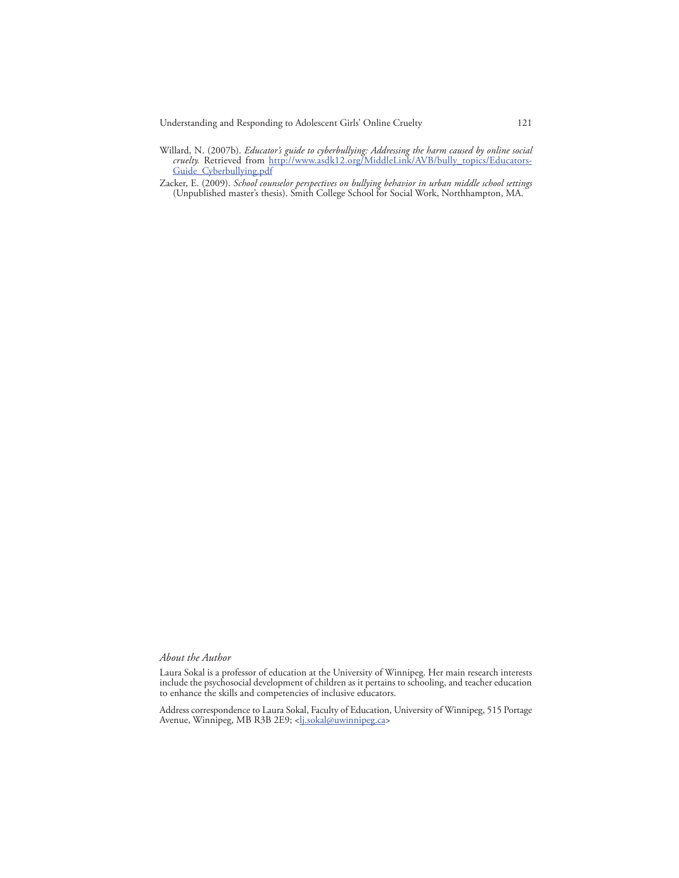Willard, N. (2007b). *Educator's guide to cyberbullying: Addressing the harm caused by online social cruelty.* Retrieved from http://www.asdk12.org/MiddleLink/AVB/bully_topics/Educators-Guide_Cyberbullying.pdf

Zacker, E. (2009). *School counselor perspectives on bullying behavior in urban middle school settings* (Unpublished master's thesis). Smith College School for Social Work, Northhampton, MA.

*About the Author*

Laura Sokal is a professor of education at the University of Winnipeg. Her main research interests include the psychosocial development of children as it pertains to schooling, and teacher education to enhance the skills and competencies of inclusive educators.

Address correspondence to Laura Sokal, Faculty of Education, University of Winnipeg, 515 Portage Avenue, Winnipeg, MB R3B 2E9; <lj.sokal@uwinnipeg.ca>